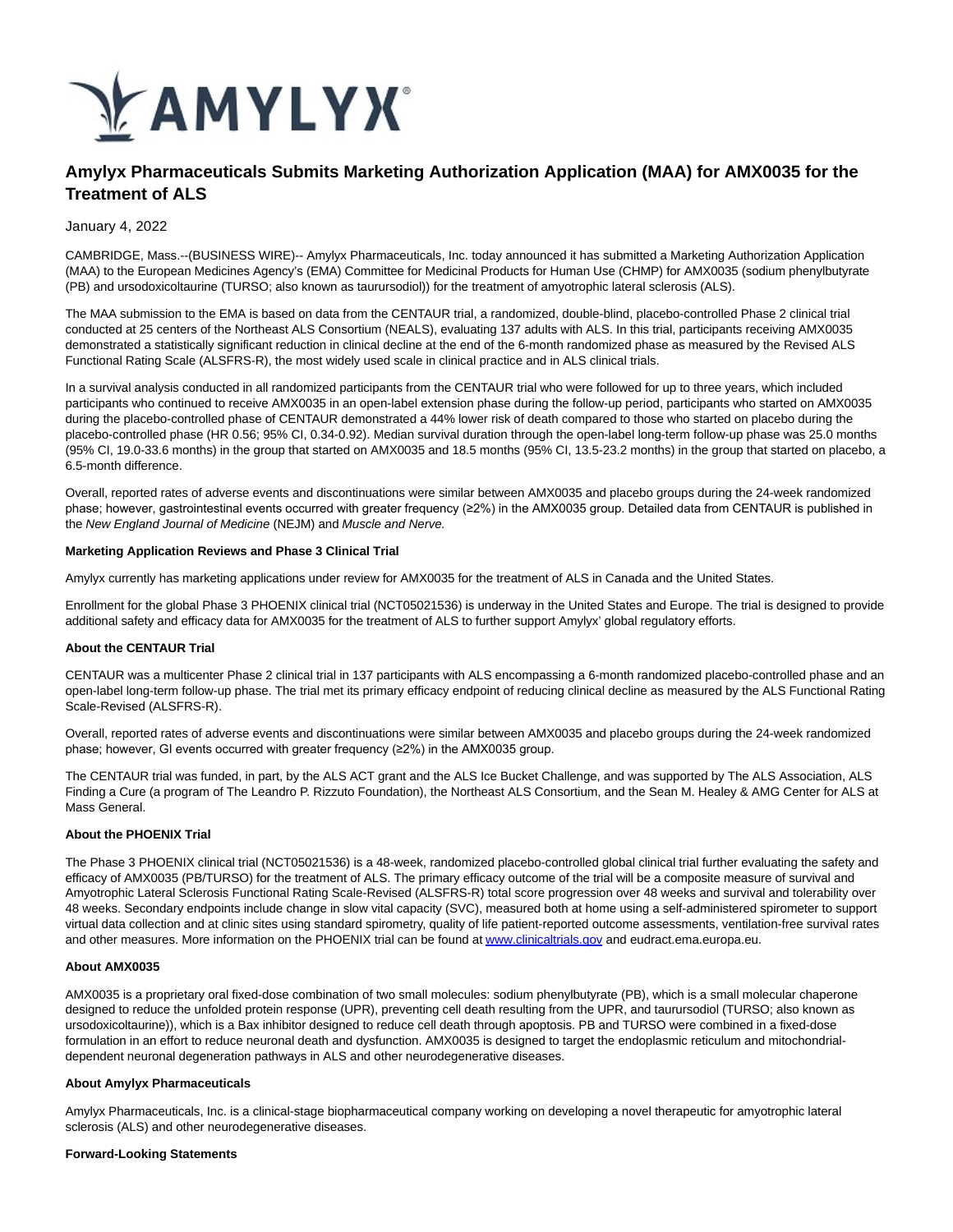AMYLYX

# Amylyx Pharmaceuticals Submits Marketing Authorization Application (MAA) for AMX0035 for the Treatment of ALS

January 4, 2022

CAMBRIDGE, Mass.--(BUSINESS WIRE)-- Amylyx Pharmaceuticals, Inc. today announced it has submitted a Marketing Authorization Application (MAA) to the European Medicines Agency's (EMA) Committee for Medicinal Products for Human Use (CHMP) for AMX0035 (sodium phenylbutyrate (PB) and ursodoxicoltaurine (TURSO; also known as taurursodiol)) for the treatment of amyotrophic lateral sclerosis (ALS).

The MAA submission to the EMA is based on data from the CENTAUR trial, a randomized, double-blind, placebo-controlled Phase 2 clinical trial conducted at 25 centers of the Northeast ALS Consortium (NEALS), evaluating 137 adults with ALS. In this trial, participants receiving AMX0035 demonstrated a statistically significant reduction in clinical decline at the end of the 6-month randomized phase as measured by the Revised ALS Functional Rating Scale (ALSFRS-R), the most widely used scale in clinical practice and in ALS clinical trials.

In a survival analysis conducted in all randomized participants from the CENTAUR trial who were followed for up to three years, which included participants who continued to receive AMX0035 in an open-label extension phase during the follow-up period, participants who started on AMX0035 during the placebo-controlled phase of CENTAUR demonstrated a 44% lower risk of death compared to those who started on placebo during the placebo-controlled phase (HR 0.56; 95% CI, 0.34-0.92). Median survival duration through the open-label long-term follow-up phase was 25.0 months (95% CI, 19.0-33.6 months) in the group that started on AMX0035 and 18.5 months (95% CI, 13.5-23.2 months) in the group that started on placebo, a 6.5-month difference.

Overall, reported rates of adverse events and discontinuations were similar between AMX0035 and placebo groups during the 24-week randomized phase; however, gastrointestinal events occurred with greater frequency (≥2%) in the AMX0035 group. Detailed data from CENTAUR is published in the *New England Journal of Medicine* (NEJM) and *Muscle and Nerve.*

**Marketing Application Reviews and Phase 3 Clinical Trial**

Amylyx currently has marketing applications under review for AMX0035 for the treatment of ALS in Canada and the United States.

Enrollment for the global Phase 3 PHOENIX clinical trial (NCT05021536) is underway in the United States and Europe. The trial is designed to provide additional safety and efficacy data for AMX0035 for the treatment of ALS to further support Amylyx' global regulatory efforts.

**About the CENTAUR Trial**

CENTAUR was a multicenter Phase 2 clinical trial in 137 participants with ALS encompassing a 6-month randomized placebo-controlled phase and an open-label long-term follow-up phase. The trial met its primary efficacy endpoint of reducing clinical decline as measured by the ALS Functional Rating Scale-Revised (ALSFRS-R).

Overall, reported rates of adverse events and discontinuations were similar between AMX0035 and placebo groups during the 24-week randomized phase; however, GI events occurred with greater frequency (≥2%) in the AMX0035 group.

The CENTAUR trial was funded, in part, by the ALS ACT grant and the ALS Ice Bucket Challenge, and was supported by The ALS Association, ALS Finding a Cure (a program of The Leandro P. Rizzuto Foundation), the Northeast ALS Consortium, and the Sean M. Healey & AMG Center for ALS at Mass General.

**About the PHOENIX Trial**

The Phase 3 PHOENIX clinical trial (NCT05021536) is a 48-week, randomized placebo-controlled global clinical trial further evaluating the safety and efficacy of AMX0035 (PB/TURSO) for the treatment of ALS. The primary efficacy outcome of the trial will be a composite measure of survival and Amyotrophic Lateral Sclerosis Functional Rating Scale-Revised (ALSFRS-R) total score progression over 48 weeks and survival and tolerability over 48 weeks. Secondary endpoints include change in slow vital capacity (SVC), measured both at home using a self-administered spirometer to support virtual data collection and at clinic sites using standard spirometry, quality of life patient-reported outcome assessments, ventilation-free survival rates and other measures. More information on the PHOENIX trial can be found at [www.clinicaltrials.gov](www.clinicaltrials.gov) and eudract.ema.europa.eu.

**About AMX0035**

AMX0035 is a proprietary oral fixed-dose combination of two small molecules: sodium phenylbutyrate (PB), which is a small molecular chaperone designed to reduce the unfolded protein response (UPR), preventing cell death resulting from the UPR, and taurursodiol (TURSO; also known as ursodoxicoltaurine)), which is a Bax inhibitor designed to reduce cell death through apoptosis. PB and TURSO were combined in a fixed-dose formulation in an effort to reduce neuronal death and dysfunction. AMX0035 is designed to target the endoplasmic reticulum and mitochondrial-dependent neuronal degeneration pathways in ALS and other neurodegenerative diseases.

**About Amylyx Pharmaceuticals**

Amylyx Pharmaceuticals, Inc. is a clinical-stage biopharmaceutical company working on developing a novel therapeutic for amyotrophic lateral sclerosis (ALS) and other neurodegenerative diseases.

**Forward-Looking Statements**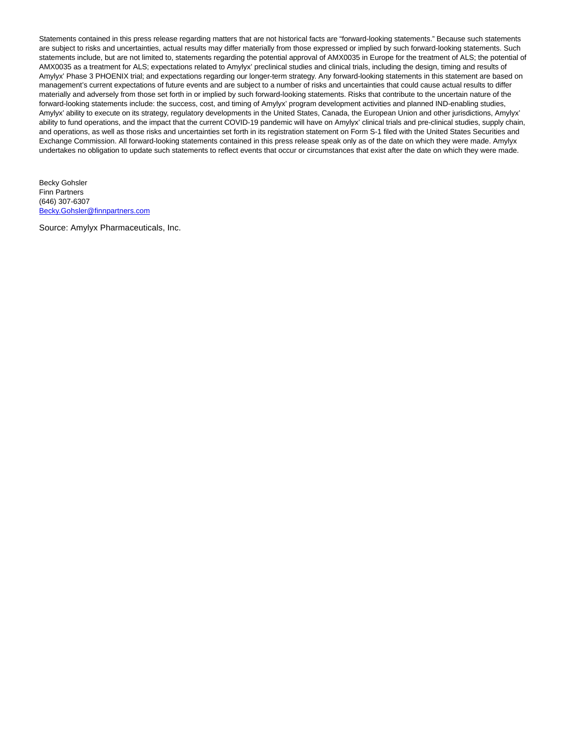Statements contained in this press release regarding matters that are not historical facts are "forward-looking statements." Because such statements are subject to risks and uncertainties, actual results may differ materially from those expressed or implied by such forward-looking statements. Such statements include, but are not limited to, statements regarding the potential approval of AMX0035 in Europe for the treatment of ALS; the potential of AMX0035 as a treatment for ALS; expectations related to Amylyx' preclinical studies and clinical trials, including the design, timing and results of Amylyx' Phase 3 PHOENIX trial; and expectations regarding our longer-term strategy. Any forward-looking statements in this statement are based on management's current expectations of future events and are subject to a number of risks and uncertainties that could cause actual results to differ materially and adversely from those set forth in or implied by such forward-looking statements. Risks that contribute to the uncertain nature of the forward-looking statements include: the success, cost, and timing of Amylyx' program development activities and planned IND-enabling studies, Amylyx' ability to execute on its strategy, regulatory developments in the United States, Canada, the European Union and other jurisdictions, Amylyx' ability to fund operations, and the impact that the current COVID-19 pandemic will have on Amylyx' clinical trials and pre-clinical studies, supply chain, and operations, as well as those risks and uncertainties set forth in its registration statement on Form S-1 filed with the United States Securities and Exchange Commission. All forward-looking statements contained in this press release speak only as of the date on which they were made. Amylyx undertakes no obligation to update such statements to reflect events that occur or circumstances that exist after the date on which they were made.

Becky Gohsler
Finn Partners
(646) 307-6307
Becky.Gohsler@finnpartners.com

Source: Amylyx Pharmaceuticals, Inc.